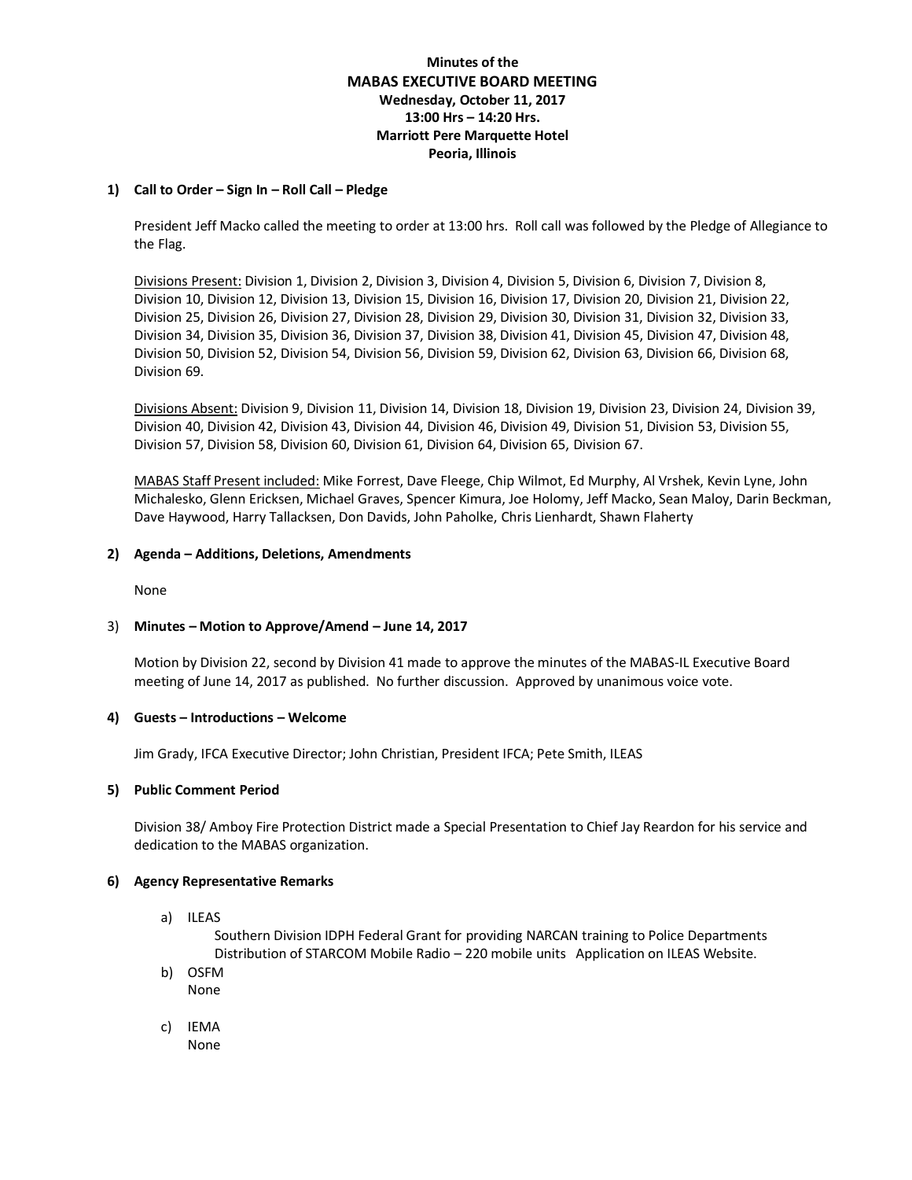**Minutes of the**
**MABAS EXECUTIVE BOARD MEETING**
**Wednesday, October 11, 2017**
**13:00 Hrs – 14:20 Hrs.**
**Marriott Pere Marquette Hotel**
**Peoria, Illinois**

## 1) Call to Order – Sign In – Roll Call – Pledge

President Jeff Macko called the meeting to order at 13:00 hrs. Roll call was followed by the Pledge of Allegiance to the Flag.

Divisions Present: Division 1, Division 2, Division 3, Division 4, Division 5, Division 6, Division 7, Division 8, Division 10, Division 12, Division 13, Division 15, Division 16, Division 17, Division 20, Division 21, Division 22, Division 25, Division 26, Division 27, Division 28, Division 29, Division 30, Division 31, Division 32, Division 33, Division 34, Division 35, Division 36, Division 37, Division 38, Division 41, Division 45, Division 47, Division 48, Division 50, Division 52, Division 54, Division 56, Division 59, Division 62, Division 63, Division 66, Division 68, Division 69.

Divisions Absent: Division 9, Division 11, Division 14, Division 18, Division 19, Division 23, Division 24, Division 39, Division 40, Division 42, Division 43, Division 44, Division 46, Division 49, Division 51, Division 53, Division 55, Division 57, Division 58, Division 60, Division 61, Division 64, Division 65, Division 67.

MABAS Staff Present included: Mike Forrest, Dave Fleege, Chip Wilmot, Ed Murphy, Al Vrshek, Kevin Lyne, John Michalesko, Glenn Ericksen, Michael Graves, Spencer Kimura, Joe Holomy, Jeff Macko, Sean Maloy, Darin Beckman, Dave Haywood, Harry Tallacksen, Don Davids, John Paholke, Chris Lienhardt, Shawn Flaherty

## 2) Agenda – Additions, Deletions, Amendments

None

## 3) Minutes – Motion to Approve/Amend – June 14, 2017

Motion by Division 22, second by Division 41 made to approve the minutes of the MABAS-IL Executive Board meeting of June 14, 2017 as published. No further discussion. Approved by unanimous voice vote.

## 4) Guests – Introductions – Welcome

Jim Grady, IFCA Executive Director; John Christian, President IFCA; Pete Smith, ILEAS

## 5) Public Comment Period

Division 38/ Amboy Fire Protection District made a Special Presentation to Chief Jay Reardon for his service and dedication to the MABAS organization.

## 6) Agency Representative Remarks

a) ILEAS
   Southern Division IDPH Federal Grant for providing NARCAN training to Police Departments
   Distribution of STARCOM Mobile Radio – 220 mobile units Application on ILEAS Website.

b) OSFM
   None

c) IEMA
   None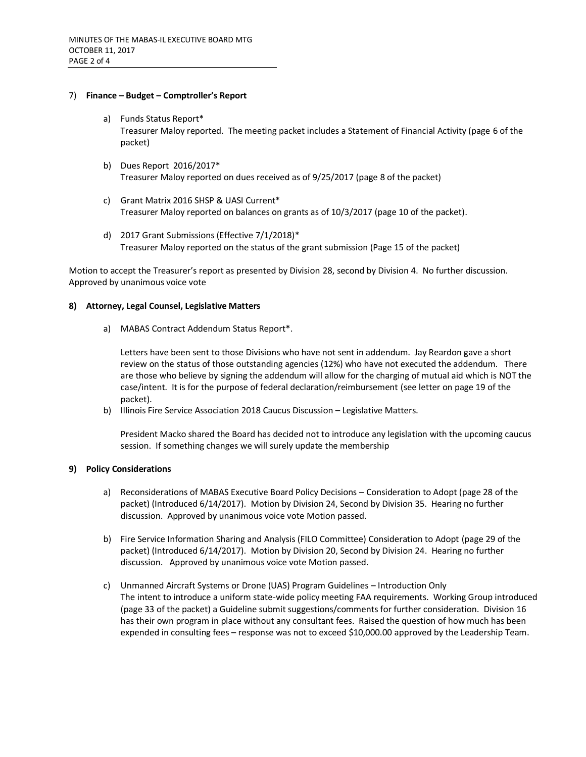7) **Finance – Budget – Comptroller's Report**

a) Funds Status Report*
Treasurer Maloy reported. The meeting packet includes a Statement of Financial Activity (page 6 of the packet)

b) Dues Report 2016/2017*
Treasurer Maloy reported on dues received as of 9/25/2017 (page 8 of the packet)

c) Grant Matrix 2016 SHSP & UASI Current*
Treasurer Maloy reported on balances on grants as of 10/3/2017 (page 10 of the packet).

d) 2017 Grant Submissions (Effective 7/1/2018)*
Treasurer Maloy reported on the status of the grant submission (Page 15 of the packet)

Motion to accept the Treasurer's report as presented by Division 28, second by Division 4. No further discussion. Approved by unanimous voice vote

**8) Attorney, Legal Counsel, Legislative Matters**

a) MABAS Contract Addendum Status Report*.

Letters have been sent to those Divisions who have not sent in addendum. Jay Reardon gave a short review on the status of those outstanding agencies (12%) who have not executed the addendum. There are those who believe by signing the addendum will allow for the charging of mutual aid which is NOT the case/intent. It is for the purpose of federal declaration/reimbursement (see letter on page 19 of the packet).

b) Illinois Fire Service Association 2018 Caucus Discussion – Legislative Matters.

President Macko shared the Board has decided not to introduce any legislation with the upcoming caucus session. If something changes we will surely update the membership

**9) Policy Considerations**

a) Reconsiderations of MABAS Executive Board Policy Decisions – Consideration to Adopt (page 28 of the packet) (Introduced 6/14/2017). Motion by Division 24, Second by Division 35. Hearing no further discussion. Approved by unanimous voice vote Motion passed.

b) Fire Service Information Sharing and Analysis (FILO Committee) Consideration to Adopt (page 29 of the packet) (Introduced 6/14/2017). Motion by Division 20, Second by Division 24. Hearing no further discussion. Approved by unanimous voice vote Motion passed.

c) Unmanned Aircraft Systems or Drone (UAS) Program Guidelines – Introduction Only
The intent to introduce a uniform state-wide policy meeting FAA requirements. Working Group introduced (page 33 of the packet) a Guideline submit suggestions/comments for further consideration. Division 16 has their own program in place without any consultant fees. Raised the question of how much has been expended in consulting fees – response was not to exceed $10,000.00 approved by the Leadership Team.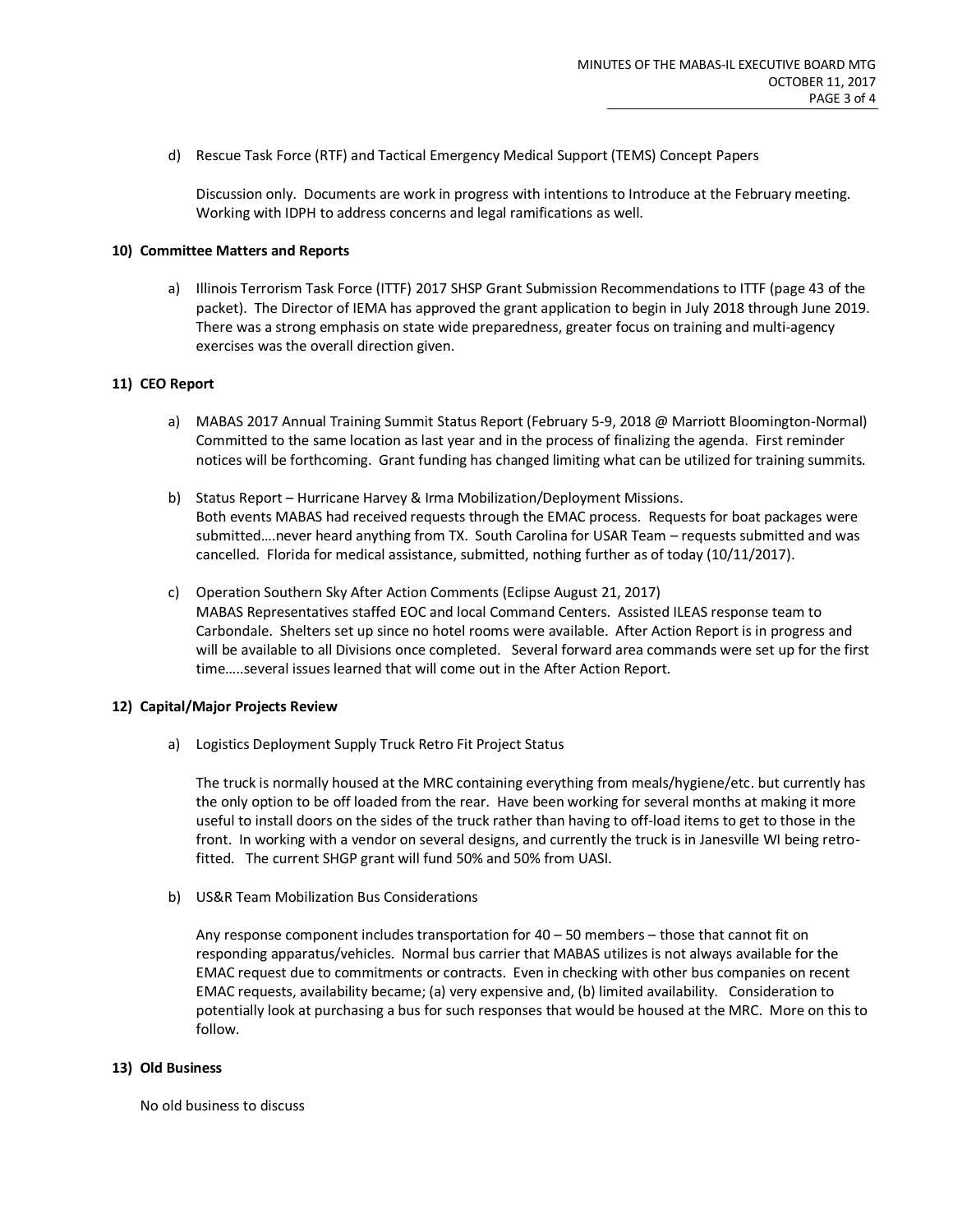d) Rescue Task Force (RTF) and Tactical Emergency Medical Support (TEMS) Concept Papers

Discussion only. Documents are work in progress with intentions to Introduce at the February meeting. Working with IDPH to address concerns and legal ramifications as well.

**10) Committee Matters and Reports**

a) Illinois Terrorism Task Force (ITTF) 2017 SHSP Grant Submission Recommendations to ITTF (page 43 of the packet). The Director of IEMA has approved the grant application to begin in July 2018 through June 2019. There was a strong emphasis on state wide preparedness, greater focus on training and multi-agency exercises was the overall direction given.

**11) CEO Report**

a) MABAS 2017 Annual Training Summit Status Report (February 5-9, 2018 @ Marriott Bloomington-Normal) Committed to the same location as last year and in the process of finalizing the agenda. First reminder notices will be forthcoming. Grant funding has changed limiting what can be utilized for training summits.

b) Status Report – Hurricane Harvey & Irma Mobilization/Deployment Missions.
Both events MABAS had received requests through the EMAC process. Requests for boat packages were submitted….never heard anything from TX. South Carolina for USAR Team – requests submitted and was cancelled. Florida for medical assistance, submitted, nothing further as of today (10/11/2017).

c) Operation Southern Sky After Action Comments (Eclipse August 21, 2017)
MABAS Representatives staffed EOC and local Command Centers. Assisted ILEAS response team to Carbondale. Shelters set up since no hotel rooms were available. After Action Report is in progress and will be available to all Divisions once completed. Several forward area commands were set up for the first time…..several issues learned that will come out in the After Action Report.

**12) Capital/Major Projects Review**

a) Logistics Deployment Supply Truck Retro Fit Project Status

The truck is normally housed at the MRC containing everything from meals/hygiene/etc. but currently has the only option to be off loaded from the rear. Have been working for several months at making it more useful to install doors on the sides of the truck rather than having to off-load items to get to those in the front. In working with a vendor on several designs, and currently the truck is in Janesville WI being retro-fitted. The current SHGP grant will fund 50% and 50% from UASI.

b) US&R Team Mobilization Bus Considerations

Any response component includes transportation for 40 – 50 members – those that cannot fit on responding apparatus/vehicles. Normal bus carrier that MABAS utilizes is not always available for the EMAC request due to commitments or contracts. Even in checking with other bus companies on recent EMAC requests, availability became; (a) very expensive and, (b) limited availability. Consideration to potentially look at purchasing a bus for such responses that would be housed at the MRC. More on this to follow.

**13) Old Business**

No old business to discuss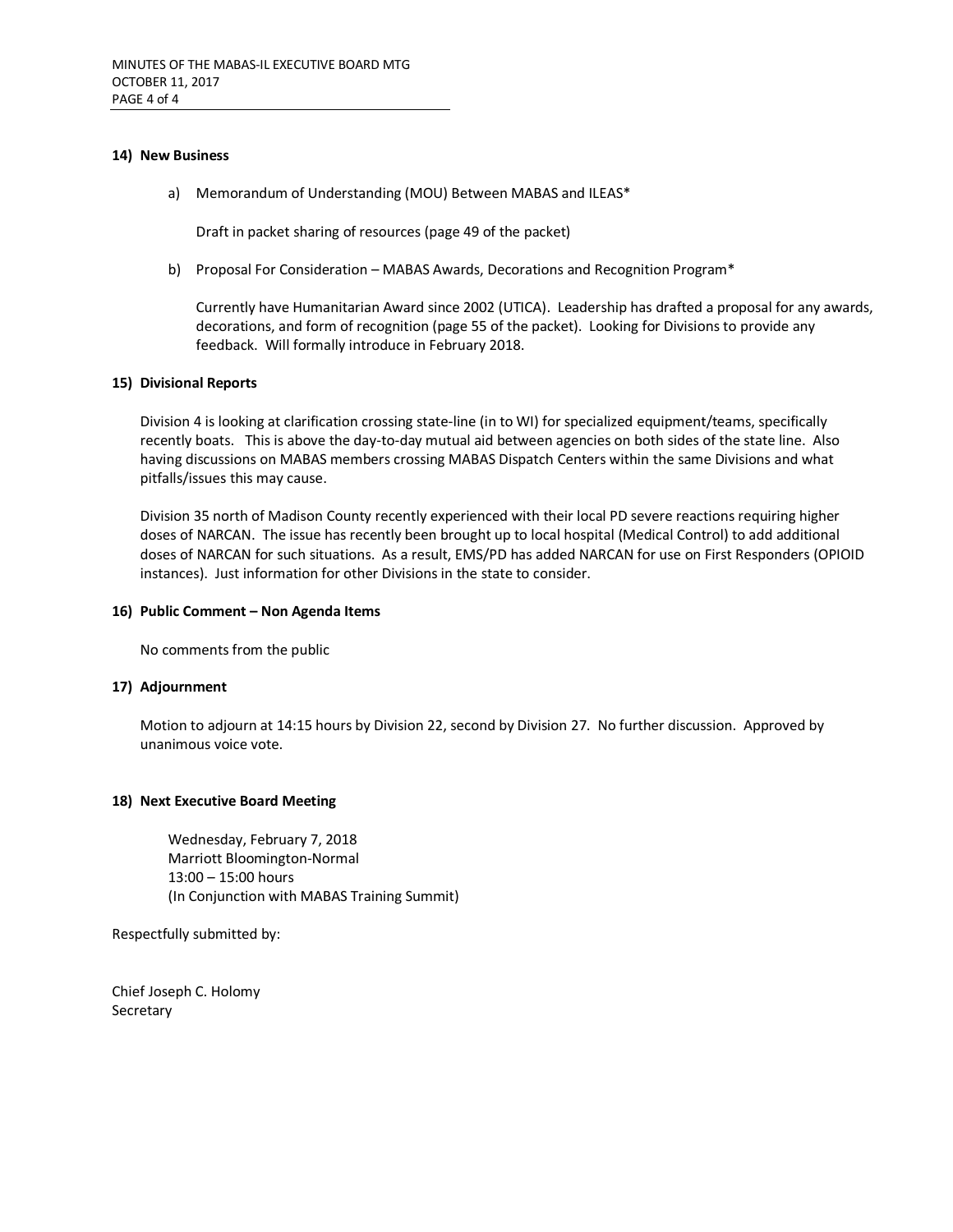**14) New Business**

a) Memorandum of Understanding (MOU) Between MABAS and ILEAS*

Draft in packet sharing of resources (page 49 of the packet)

b) Proposal For Consideration – MABAS Awards, Decorations and Recognition Program*

Currently have Humanitarian Award since 2002 (UTICA). Leadership has drafted a proposal for any awards, decorations, and form of recognition (page 55 of the packet). Looking for Divisions to provide any feedback. Will formally introduce in February 2018.

**15) Divisional Reports**

Division 4 is looking at clarification crossing state-line (in to WI) for specialized equipment/teams, specifically recently boats. This is above the day-to-day mutual aid between agencies on both sides of the state line. Also having discussions on MABAS members crossing MABAS Dispatch Centers within the same Divisions and what pitfalls/issues this may cause.

Division 35 north of Madison County recently experienced with their local PD severe reactions requiring higher doses of NARCAN. The issue has recently been brought up to local hospital (Medical Control) to add additional doses of NARCAN for such situations. As a result, EMS/PD has added NARCAN for use on First Responders (OPIOID instances). Just information for other Divisions in the state to consider.

**16) Public Comment – Non Agenda Items**

No comments from the public

**17) Adjournment**

Motion to adjourn at 14:15 hours by Division 22, second by Division 27. No further discussion. Approved by unanimous voice vote.

**18) Next Executive Board Meeting**

Wednesday, February 7, 2018
Marriott Bloomington-Normal
13:00 – 15:00 hours
(In Conjunction with MABAS Training Summit)

Respectfully submitted by:

Chief Joseph C. Holomy
Secretary